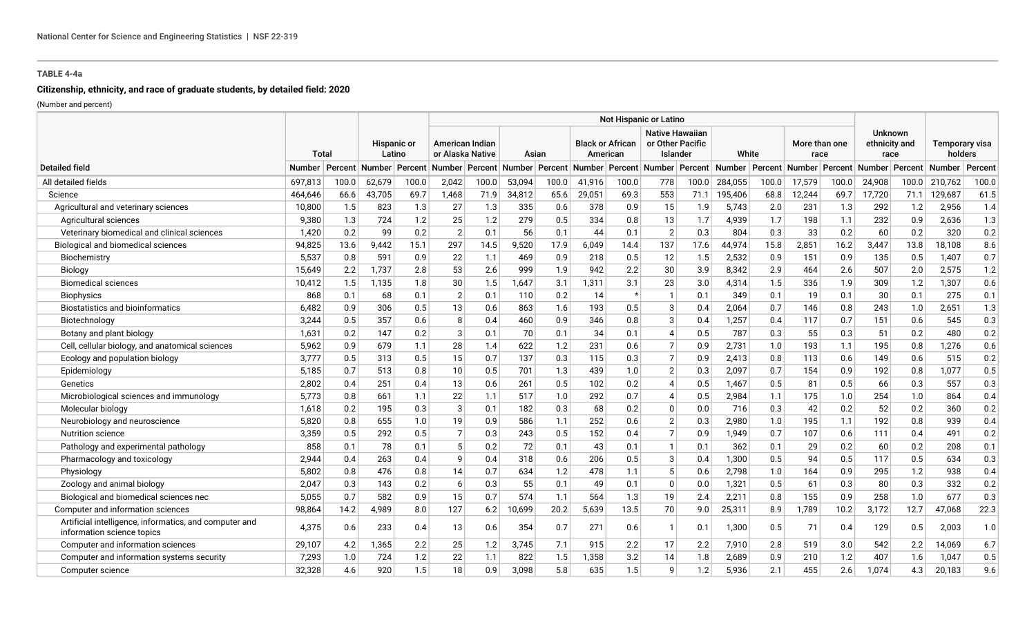**TABLE 4-4a**

**Citizenship, ethnicity, and race of graduate students, by detailed field: 2020**

(Number and percent)

| Detailed field | Total | | Hispanic or Latino | | Not Hispanic or Latino | | | | | | | | | | | | Unknown ethnicity and race | | Temporary visa holders | |
|---|---|---|---|---|---|---|---|---|---|---|---|---|---|---|---|---|---|---|---|---|
| | | | | | American Indian or Alaska Native | | Asian | | Black or African American | | Native Hawaiian or Other Pacific Islander | | White | | More than one race | | | | | |
| | Number | Percent | Number | Percent | Number | Percent | Number | Percent | Number | Percent | Number | Percent | Number | Percent | Number | Percent | Number | Percent | Number | Percent |
| All detailed fields | 697,813 | 100.0 | 62,679 | 100.0 | 2,042 | 100.0 | 53,094 | 100.0 | 41,916 | 100.0 | 778 | 100.0 | 284,055 | 100.0 | 17,579 | 100.0 | 24,908 | 100.0 | 210,762 | 100.0 |
| Science | 464,646 | 66.6 | 43,705 | 69.7 | 1,468 | 71.9 | 34,812 | 65.6 | 29,051 | 69.3 | 553 | 71.1 | 195,406 | 68.8 | 12,244 | 69.7 | 17,720 | 71.1 | 129,687 | 61.5 |
| Agricultural and veterinary sciences | 10,800 | 1.5 | 823 | 1.3 | 27 | 1.3 | 335 | 0.6 | 378 | 0.9 | 15 | 1.9 | 5,743 | 2.0 | 231 | 1.3 | 292 | 1.2 | 2,956 | 1.4 |
| Agricultural sciences | 9,380 | 1.3 | 724 | 1.2 | 25 | 1.2 | 279 | 0.5 | 334 | 0.8 | 13 | 1.7 | 4,939 | 1.7 | 198 | 1.1 | 232 | 0.9 | 2,636 | 1.3 |
| Veterinary biomedical and clinical sciences | 1,420 | 0.2 | 99 | 0.2 | 2 | 0.1 | 56 | 0.1 | 44 | 0.1 | 2 | 0.3 | 804 | 0.3 | 33 | 0.2 | 60 | 0.2 | 320 | 0.2 |
| Biological and biomedical sciences | 94,825 | 13.6 | 9,442 | 15.1 | 297 | 14.5 | 9,520 | 17.9 | 6,049 | 14.4 | 137 | 17.6 | 44,974 | 15.8 | 2,851 | 16.2 | 3,447 | 13.8 | 18,108 | 8.6 |
| Biochemistry | 5,537 | 0.8 | 591 | 0.9 | 22 | 1.1 | 469 | 0.9 | 218 | 0.5 | 12 | 1.5 | 2,532 | 0.9 | 151 | 0.9 | 135 | 0.5 | 1,407 | 0.7 |
| Biology | 15,649 | 2.2 | 1,737 | 2.8 | 53 | 2.6 | 999 | 1.9 | 942 | 2.2 | 30 | 3.9 | 8,342 | 2.9 | 464 | 2.6 | 507 | 2.0 | 2,575 | 1.2 |
| Biomedical sciences | 10,412 | 1.5 | 1,135 | 1.8 | 30 | 1.5 | 1,647 | 3.1 | 1,311 | 3.1 | 23 | 3.0 | 4,314 | 1.5 | 336 | 1.9 | 309 | 1.2 | 1,307 | 0.6 |
| Biophysics | 868 | 0.1 | 68 | 0.1 | 2 | 0.1 | 110 | 0.2 | 14 | * | 1 | 0.1 | 349 | 0.1 | 19 | 0.1 | 30 | 0.1 | 275 | 0.1 |
| Biostatistics and bioinformatics | 6,482 | 0.9 | 306 | 0.5 | 13 | 0.6 | 863 | 1.6 | 193 | 0.5 | 3 | 0.4 | 2,064 | 0.7 | 146 | 0.8 | 243 | 1.0 | 2,651 | 1.3 |
| Biotechnology | 3,244 | 0.5 | 357 | 0.6 | 8 | 0.4 | 460 | 0.9 | 346 | 0.8 | 3 | 0.4 | 1,257 | 0.4 | 117 | 0.7 | 151 | 0.6 | 545 | 0.3 |
| Botany and plant biology | 1,631 | 0.2 | 147 | 0.2 | 3 | 0.1 | 70 | 0.1 | 34 | 0.1 | 4 | 0.5 | 787 | 0.3 | 55 | 0.3 | 51 | 0.2 | 480 | 0.2 |
| Cell, cellular biology, and anatomical sciences | 5,962 | 0.9 | 679 | 1.1 | 28 | 1.4 | 622 | 1.2 | 231 | 0.6 | 7 | 0.9 | 2,731 | 1.0 | 193 | 1.1 | 195 | 0.8 | 1,276 | 0.6 |
| Ecology and population biology | 3,777 | 0.5 | 313 | 0.5 | 15 | 0.7 | 137 | 0.3 | 115 | 0.3 | 7 | 0.9 | 2,413 | 0.8 | 113 | 0.6 | 149 | 0.6 | 515 | 0.2 |
| Epidemiology | 5,185 | 0.7 | 513 | 0.8 | 10 | 0.5 | 701 | 1.3 | 439 | 1.0 | 2 | 0.3 | 2,097 | 0.7 | 154 | 0.9 | 192 | 0.8 | 1,077 | 0.5 |
| Genetics | 2,802 | 0.4 | 251 | 0.4 | 13 | 0.6 | 261 | 0.5 | 102 | 0.2 | 4 | 0.5 | 1,467 | 0.5 | 81 | 0.5 | 66 | 0.3 | 557 | 0.3 |
| Microbiological sciences and immunology | 5,773 | 0.8 | 661 | 1.1 | 22 | 1.1 | 517 | 1.0 | 292 | 0.7 | 4 | 0.5 | 2,984 | 1.1 | 175 | 1.0 | 254 | 1.0 | 864 | 0.4 |
| Molecular biology | 1,618 | 0.2 | 195 | 0.3 | 3 | 0.1 | 182 | 0.3 | 68 | 0.2 | 0 | 0.0 | 716 | 0.3 | 42 | 0.2 | 52 | 0.2 | 360 | 0.2 |
| Neurobiology and neuroscience | 5,820 | 0.8 | 655 | 1.0 | 19 | 0.9 | 586 | 1.1 | 252 | 0.6 | 2 | 0.3 | 2,980 | 1.0 | 195 | 1.1 | 192 | 0.8 | 939 | 0.4 |
| Nutrition science | 3,359 | 0.5 | 292 | 0.5 | 7 | 0.3 | 243 | 0.5 | 152 | 0.4 | 7 | 0.9 | 1,949 | 0.7 | 107 | 0.6 | 111 | 0.4 | 491 | 0.2 |
| Pathology and experimental pathology | 858 | 0.1 | 78 | 0.1 | 5 | 0.2 | 72 | 0.1 | 43 | 0.1 | 1 | 0.1 | 362 | 0.1 | 29 | 0.2 | 60 | 0.2 | 208 | 0.1 |
| Pharmacology and toxicology | 2,944 | 0.4 | 263 | 0.4 | 9 | 0.4 | 318 | 0.6 | 206 | 0.5 | 3 | 0.4 | 1,300 | 0.5 | 94 | 0.5 | 117 | 0.5 | 634 | 0.3 |
| Physiology | 5,802 | 0.8 | 476 | 0.8 | 14 | 0.7 | 634 | 1.2 | 478 | 1.1 | 5 | 0.6 | 2,798 | 1.0 | 164 | 0.9 | 295 | 1.2 | 938 | 0.4 |
| Zoology and animal biology | 2,047 | 0.3 | 143 | 0.2 | 6 | 0.3 | 55 | 0.1 | 49 | 0.1 | 0 | 0.0 | 1,321 | 0.5 | 61 | 0.3 | 80 | 0.3 | 332 | 0.2 |
| Biological and biomedical sciences nec | 5,055 | 0.7 | 582 | 0.9 | 15 | 0.7 | 574 | 1.1 | 564 | 1.3 | 19 | 2.4 | 2,211 | 0.8 | 155 | 0.9 | 258 | 1.0 | 677 | 0.3 |
| Computer and information sciences | 98,864 | 14.2 | 4,989 | 8.0 | 127 | 6.2 | 10,699 | 20.2 | 5,639 | 13.5 | 70 | 9.0 | 25,311 | 8.9 | 1,789 | 10.2 | 3,172 | 12.7 | 47,068 | 22.3 |
| Artificial intelligence, informatics, and computer and information science topics | 4,375 | 0.6 | 233 | 0.4 | 13 | 0.6 | 354 | 0.7 | 271 | 0.6 | 1 | 0.1 | 1,300 | 0.5 | 71 | 0.4 | 129 | 0.5 | 2,003 | 1.0 |
| Computer and information sciences | 29,107 | 4.2 | 1,365 | 2.2 | 25 | 1.2 | 3,745 | 7.1 | 915 | 2.2 | 17 | 2.2 | 7,910 | 2.8 | 519 | 3.0 | 542 | 2.2 | 14,069 | 6.7 |
| Computer and information systems security | 7,293 | 1.0 | 724 | 1.2 | 22 | 1.1 | 822 | 1.5 | 1,358 | 3.2 | 14 | 1.8 | 2,689 | 0.9 | 210 | 1.2 | 407 | 1.6 | 1,047 | 0.5 |
| Computer science | 32,328 | 4.6 | 920 | 1.5 | 18 | 0.9 | 3,098 | 5.8 | 635 | 1.5 | 9 | 1.2 | 5,936 | 2.1 | 455 | 2.6 | 1,074 | 4.3 | 20,183 | 9.6 |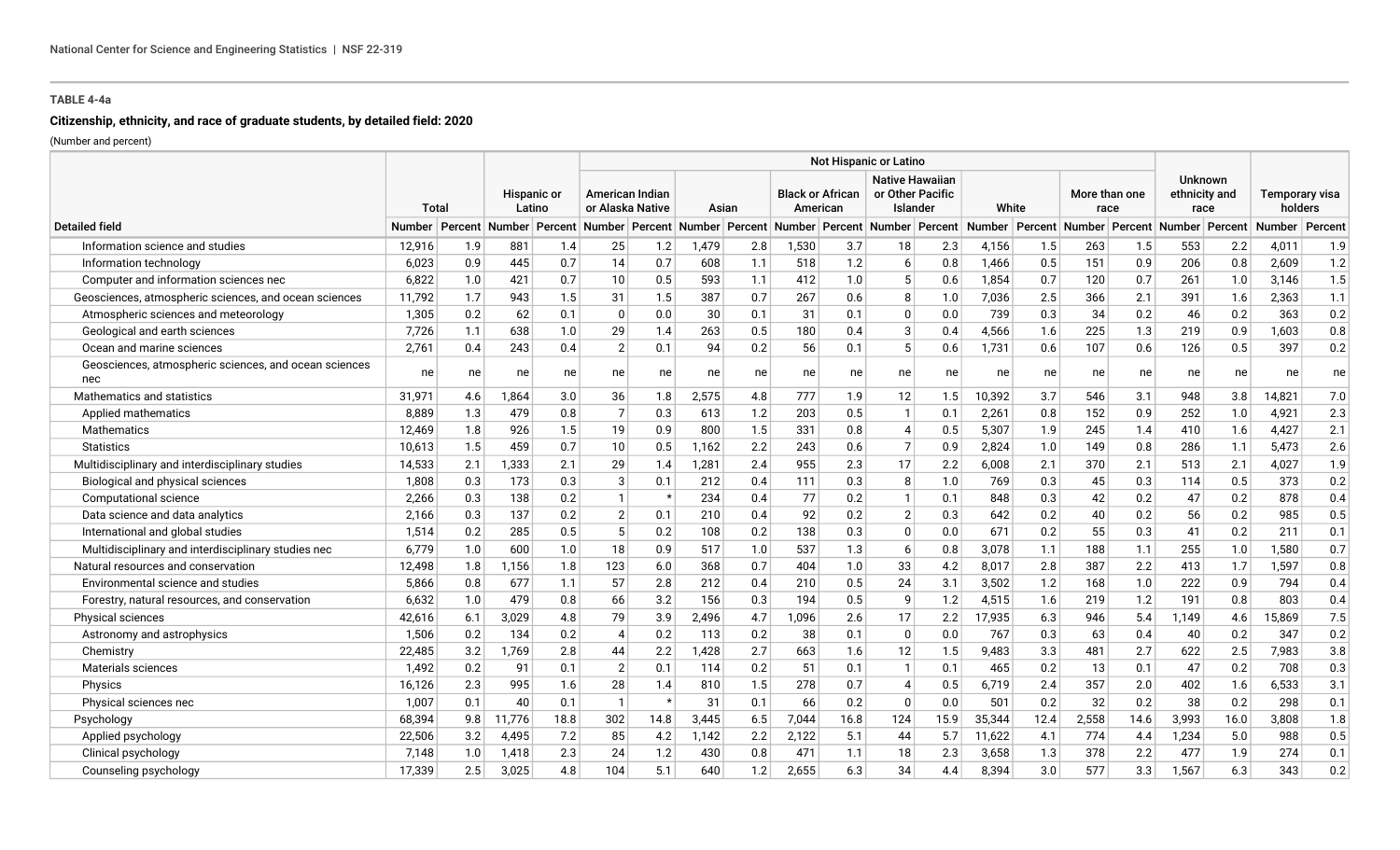**TABLE 4-4a**

**Citizenship, ethnicity, and race of graduate students, by detailed field: 2020**

(Number and percent)

| Detailed field | Total | | Hispanic or Latino | | Not Hispanic or Latino | | | | | | | | | | | | Unknown ethnicity and race | | Temporary visa holders | |
|---|---|---|---|---|---|---|---|---|---|---|---|---|---|---|---|---|---|---|---|---|
| | | | | | American Indian or Alaska Native | | Asian | | Black or African American | | Native Hawaiian or Other Pacific Islander | | White | | More than one race | | | | | |
| | Number | Percent | Number | Percent | Number | Percent | Number | Percent | Number | Percent | Number | Percent | Number | Percent | Number | Percent | Number | Percent | Number | Percent |
| Information science and studies | 12,916 | 1.9 | 881 | 1.4 | 25 | 1.2 | 1,479 | 2.8 | 1,530 | 3.7 | 18 | 2.3 | 4,156 | 1.5 | 263 | 1.5 | 553 | 2.2 | 4,011 | 1.9 |
| Information technology | 6,023 | 0.9 | 445 | 0.7 | 14 | 0.7 | 608 | 1.1 | 518 | 1.2 | 6 | 0.8 | 1,466 | 0.5 | 151 | 0.9 | 206 | 0.8 | 2,609 | 1.2 |
| Computer and information sciences nec | 6,822 | 1.0 | 421 | 0.7 | 10 | 0.5 | 593 | 1.1 | 412 | 1.0 | 5 | 0.6 | 1,854 | 0.7 | 120 | 0.7 | 261 | 1.0 | 3,146 | 1.5 |
| Geosciences, atmospheric sciences, and ocean sciences | 11,792 | 1.7 | 943 | 1.5 | 31 | 1.5 | 387 | 0.7 | 267 | 0.6 | 8 | 1.0 | 7,036 | 2.5 | 366 | 2.1 | 391 | 1.6 | 2,363 | 1.1 |
| Atmospheric sciences and meteorology | 1,305 | 0.2 | 62 | 0.1 | 0 | 0.0 | 30 | 0.1 | 31 | 0.1 | 0 | 0.0 | 739 | 0.3 | 34 | 0.2 | 46 | 0.2 | 363 | 0.2 |
| Geological and earth sciences | 7,726 | 1.1 | 638 | 1.0 | 29 | 1.4 | 263 | 0.5 | 180 | 0.4 | 3 | 0.4 | 4,566 | 1.6 | 225 | 1.3 | 219 | 0.9 | 1,603 | 0.8 |
| Ocean and marine sciences | 2,761 | 0.4 | 243 | 0.4 | 2 | 0.1 | 94 | 0.2 | 56 | 0.1 | 5 | 0.6 | 1,731 | 0.6 | 107 | 0.6 | 126 | 0.5 | 397 | 0.2 |
| Geosciences, atmospheric sciences, and ocean sciences nec | ne | ne | ne | ne | ne | ne | ne | ne | ne | ne | ne | ne | ne | ne | ne | ne | ne | ne | ne | ne |
| Mathematics and statistics | 31,971 | 4.6 | 1,864 | 3.0 | 36 | 1.8 | 2,575 | 4.8 | 777 | 1.9 | 12 | 1.5 | 10,392 | 3.7 | 546 | 3.1 | 948 | 3.8 | 14,821 | 7.0 |
| Applied mathematics | 8,889 | 1.3 | 479 | 0.8 | 7 | 0.3 | 613 | 1.2 | 203 | 0.5 | 1 | 0.1 | 2,261 | 0.8 | 152 | 0.9 | 252 | 1.0 | 4,921 | 2.3 |
| Mathematics | 12,469 | 1.8 | 926 | 1.5 | 19 | 0.9 | 800 | 1.5 | 331 | 0.8 | 4 | 0.5 | 5,307 | 1.9 | 245 | 1.4 | 410 | 1.6 | 4,427 | 2.1 |
| Statistics | 10,613 | 1.5 | 459 | 0.7 | 10 | 0.5 | 1,162 | 2.2 | 243 | 0.6 | 7 | 0.9 | 2,824 | 1.0 | 149 | 0.8 | 286 | 1.1 | 5,473 | 2.6 |
| Multidisciplinary and interdisciplinary studies | 14,533 | 2.1 | 1,333 | 2.1 | 29 | 1.4 | 1,281 | 2.4 | 955 | 2.3 | 17 | 2.2 | 6,008 | 2.1 | 370 | 2.1 | 513 | 2.1 | 4,027 | 1.9 |
| Biological and physical sciences | 1,808 | 0.3 | 173 | 0.3 | 3 | 0.1 | 212 | 0.4 | 111 | 0.3 | 8 | 1.0 | 769 | 0.3 | 45 | 0.3 | 114 | 0.5 | 373 | 0.2 |
| Computational science | 2,266 | 0.3 | 138 | 0.2 | 1 | * | 234 | 0.4 | 77 | 0.2 | 1 | 0.1 | 848 | 0.3 | 42 | 0.2 | 47 | 0.2 | 878 | 0.4 |
| Data science and data analytics | 2,166 | 0.3 | 137 | 0.2 | 2 | 0.1 | 210 | 0.4 | 92 | 0.2 | 2 | 0.3 | 642 | 0.2 | 40 | 0.2 | 56 | 0.2 | 985 | 0.5 |
| International and global studies | 1,514 | 0.2 | 285 | 0.5 | 5 | 0.2 | 108 | 0.2 | 138 | 0.3 | 0 | 0.0 | 671 | 0.2 | 55 | 0.3 | 41 | 0.2 | 211 | 0.1 |
| Multidisciplinary and interdisciplinary studies nec | 6,779 | 1.0 | 600 | 1.0 | 18 | 0.9 | 517 | 1.0 | 537 | 1.3 | 6 | 0.8 | 3,078 | 1.1 | 188 | 1.1 | 255 | 1.0 | 1,580 | 0.7 |
| Natural resources and conservation | 12,498 | 1.8 | 1,156 | 1.8 | 123 | 6.0 | 368 | 0.7 | 404 | 1.0 | 33 | 4.2 | 8,017 | 2.8 | 387 | 2.2 | 413 | 1.7 | 1,597 | 0.8 |
| Environmental science and studies | 5,866 | 0.8 | 677 | 1.1 | 57 | 2.8 | 212 | 0.4 | 210 | 0.5 | 24 | 3.1 | 3,502 | 1.2 | 168 | 1.0 | 222 | 0.9 | 794 | 0.4 |
| Forestry, natural resources, and conservation | 6,632 | 1.0 | 479 | 0.8 | 66 | 3.2 | 156 | 0.3 | 194 | 0.5 | 9 | 1.2 | 4,515 | 1.6 | 219 | 1.2 | 191 | 0.8 | 803 | 0.4 |
| Physical sciences | 42,616 | 6.1 | 3,029 | 4.8 | 79 | 3.9 | 2,496 | 4.7 | 1,096 | 2.6 | 17 | 2.2 | 17,935 | 6.3 | 946 | 5.4 | 1,149 | 4.6 | 15,869 | 7.5 |
| Astronomy and astrophysics | 1,506 | 0.2 | 134 | 0.2 | 4 | 0.2 | 113 | 0.2 | 38 | 0.1 | 0 | 0.0 | 767 | 0.3 | 63 | 0.4 | 40 | 0.2 | 347 | 0.2 |
| Chemistry | 22,485 | 3.2 | 1,769 | 2.8 | 44 | 2.2 | 1,428 | 2.7 | 663 | 1.6 | 12 | 1.5 | 9,483 | 3.3 | 481 | 2.7 | 622 | 2.5 | 7,983 | 3.8 |
| Materials sciences | 1,492 | 0.2 | 91 | 0.1 | 2 | 0.1 | 114 | 0.2 | 51 | 0.1 | 1 | 0.1 | 465 | 0.2 | 13 | 0.1 | 47 | 0.2 | 708 | 0.3 |
| Physics | 16,126 | 2.3 | 995 | 1.6 | 28 | 1.4 | 810 | 1.5 | 278 | 0.7 | 4 | 0.5 | 6,719 | 2.4 | 357 | 2.0 | 402 | 1.6 | 6,533 | 3.1 |
| Physical sciences nec | 1,007 | 0.1 | 40 | 0.1 | 1 | * | 31 | 0.1 | 66 | 0.2 | 0 | 0.0 | 501 | 0.2 | 32 | 0.2 | 38 | 0.2 | 298 | 0.1 |
| Psychology | 68,394 | 9.8 | 11,776 | 18.8 | 302 | 14.8 | 3,445 | 6.5 | 7,044 | 16.8 | 124 | 15.9 | 35,344 | 12.4 | 2,558 | 14.6 | 3,993 | 16.0 | 3,808 | 1.8 |
| Applied psychology | 22,506 | 3.2 | 4,495 | 7.2 | 85 | 4.2 | 1,142 | 2.2 | 2,122 | 5.1 | 44 | 5.7 | 11,622 | 4.1 | 774 | 4.4 | 1,234 | 5.0 | 988 | 0.5 |
| Clinical psychology | 7,148 | 1.0 | 1,418 | 2.3 | 24 | 1.2 | 430 | 0.8 | 471 | 1.1 | 18 | 2.3 | 3,658 | 1.3 | 378 | 2.2 | 477 | 1.9 | 274 | 0.1 |
| Counseling psychology | 17,339 | 2.5 | 3,025 | 4.8 | 104 | 5.1 | 640 | 1.2 | 2,655 | 6.3 | 34 | 4.4 | 8,394 | 3.0 | 577 | 3.3 | 1,567 | 6.3 | 343 | 0.2 |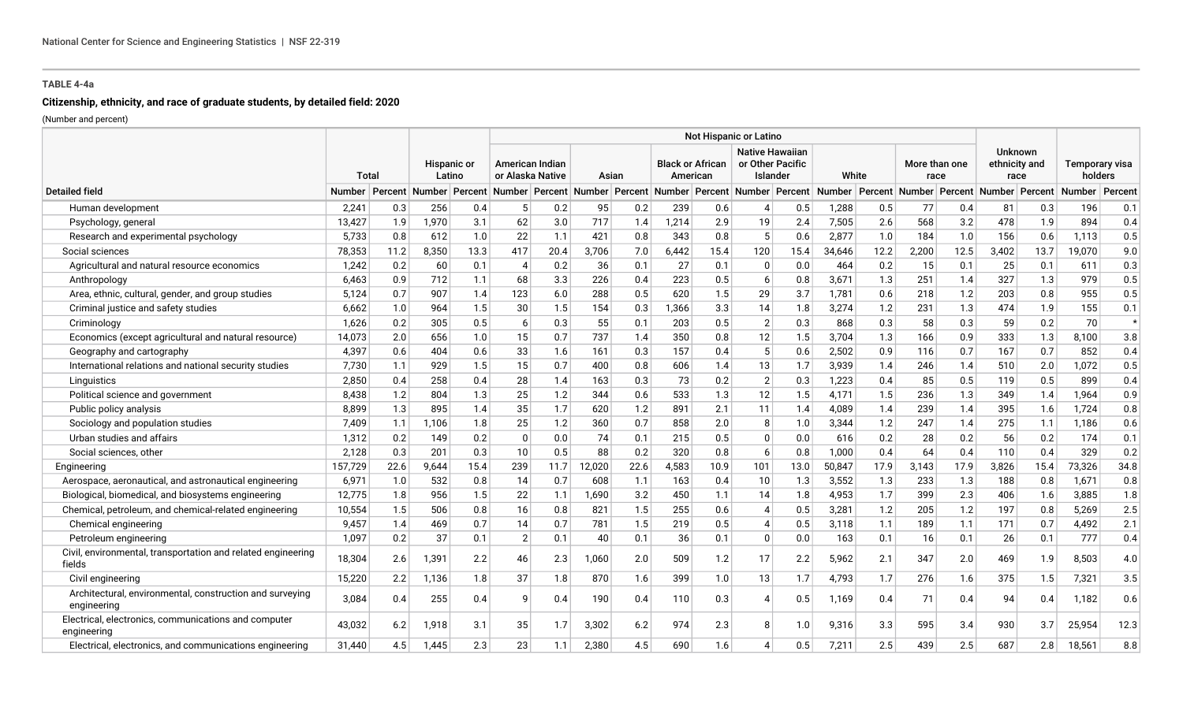**TABLE 4-4a**

**Citizenship, ethnicity, and race of graduate students, by detailed field: 2020**

(Number and percent)

| Detailed field | Total | | Hispanic or Latino | | Not Hispanic or Latino | | | | | | | | | | | | Unknown ethnicity and race | | Temporary visa holders | |
|---|---|---|---|---|---|---|---|---|---|---|---|---|---|---|---|---|---|---|---|---|
| | | | | | American Indian or Alaska Native | | Asian | | Black or African American | | Native Hawaiian or Other Pacific Islander | | White | | More than one race | | | | | |
| | Number | Percent | Number | Percent | Number | Percent | Number | Percent | Number | Percent | Number | Percent | Number | Percent | Number | Percent | Number | Percent | Number | Percent |
| Human development | 2,241 | 0.3 | 256 | 0.4 | 5 | 0.2 | 95 | 0.2 | 239 | 0.6 | 4 | 0.5 | 1,288 | 0.5 | 77 | 0.4 | 81 | 0.3 | 196 | 0.1 |
| Psychology, general | 13,427 | 1.9 | 1,970 | 3.1 | 62 | 3.0 | 717 | 1.4 | 1,214 | 2.9 | 19 | 2.4 | 7,505 | 2.6 | 568 | 3.2 | 478 | 1.9 | 894 | 0.4 |
| Research and experimental psychology | 5,733 | 0.8 | 612 | 1.0 | 22 | 1.1 | 421 | 0.8 | 343 | 0.8 | 5 | 0.6 | 2,877 | 1.0 | 184 | 1.0 | 156 | 0.6 | 1,113 | 0.5 |
| Social sciences | 78,353 | 11.2 | 8,350 | 13.3 | 417 | 20.4 | 3,706 | 7.0 | 6,442 | 15.4 | 120 | 15.4 | 34,646 | 12.2 | 2,200 | 12.5 | 3,402 | 13.7 | 19,070 | 9.0 |
| Agricultural and natural resource economics | 1,242 | 0.2 | 60 | 0.1 | 4 | 0.2 | 36 | 0.1 | 27 | 0.1 | 0 | 0.0 | 464 | 0.2 | 15 | 0.1 | 25 | 0.1 | 611 | 0.3 |
| Anthropology | 6,463 | 0.9 | 712 | 1.1 | 68 | 3.3 | 226 | 0.4 | 223 | 0.5 | 6 | 0.8 | 3,671 | 1.3 | 251 | 1.4 | 327 | 1.3 | 979 | 0.5 |
| Area, ethnic, cultural, gender, and group studies | 5,124 | 0.7 | 907 | 1.4 | 123 | 6.0 | 288 | 0.5 | 620 | 1.5 | 29 | 3.7 | 1,781 | 0.6 | 218 | 1.2 | 203 | 0.8 | 955 | 0.5 |
| Criminal justice and safety studies | 6,662 | 1.0 | 964 | 1.5 | 30 | 1.5 | 154 | 0.3 | 1,366 | 3.3 | 14 | 1.8 | 3,274 | 1.2 | 231 | 1.3 | 474 | 1.9 | 155 | 0.1 |
| Criminology | 1,626 | 0.2 | 305 | 0.5 | 6 | 0.3 | 55 | 0.1 | 203 | 0.5 | 2 | 0.3 | 868 | 0.3 | 58 | 0.3 | 59 | 0.2 | 70 | * |
| Economics (except agricultural and natural resource) | 14,073 | 2.0 | 656 | 1.0 | 15 | 0.7 | 737 | 1.4 | 350 | 0.8 | 12 | 1.5 | 3,704 | 1.3 | 166 | 0.9 | 333 | 1.3 | 8,100 | 3.8 |
| Geography and cartography | 4,397 | 0.6 | 404 | 0.6 | 33 | 1.6 | 161 | 0.3 | 157 | 0.4 | 5 | 0.6 | 2,502 | 0.9 | 116 | 0.7 | 167 | 0.7 | 852 | 0.4 |
| International relations and national security studies | 7,730 | 1.1 | 929 | 1.5 | 15 | 0.7 | 400 | 0.8 | 606 | 1.4 | 13 | 1.7 | 3,939 | 1.4 | 246 | 1.4 | 510 | 2.0 | 1,072 | 0.5 |
| Linguistics | 2,850 | 0.4 | 258 | 0.4 | 28 | 1.4 | 163 | 0.3 | 73 | 0.2 | 2 | 0.3 | 1,223 | 0.4 | 85 | 0.5 | 119 | 0.5 | 899 | 0.4 |
| Political science and government | 8,438 | 1.2 | 804 | 1.3 | 25 | 1.2 | 344 | 0.6 | 533 | 1.3 | 12 | 1.5 | 4,171 | 1.5 | 236 | 1.3 | 349 | 1.4 | 1,964 | 0.9 |
| Public policy analysis | 8,899 | 1.3 | 895 | 1.4 | 35 | 1.7 | 620 | 1.2 | 891 | 2.1 | 11 | 1.4 | 4,089 | 1.4 | 239 | 1.4 | 395 | 1.6 | 1,724 | 0.8 |
| Sociology and population studies | 7,409 | 1.1 | 1,106 | 1.8 | 25 | 1.2 | 360 | 0.7 | 858 | 2.0 | 8 | 1.0 | 3,344 | 1.2 | 247 | 1.4 | 275 | 1.1 | 1,186 | 0.6 |
| Urban studies and affairs | 1,312 | 0.2 | 149 | 0.2 | 0 | 0.0 | 74 | 0.1 | 215 | 0.5 | 0 | 0.0 | 616 | 0.2 | 28 | 0.2 | 56 | 0.2 | 174 | 0.1 |
| Social sciences, other | 2,128 | 0.3 | 201 | 0.3 | 10 | 0.5 | 88 | 0.2 | 320 | 0.8 | 6 | 0.8 | 1,000 | 0.4 | 64 | 0.4 | 110 | 0.4 | 329 | 0.2 |
| Engineering | 157,729 | 22.6 | 9,644 | 15.4 | 239 | 11.7 | 12,020 | 22.6 | 4,583 | 10.9 | 101 | 13.0 | 50,847 | 17.9 | 3,143 | 17.9 | 3,826 | 15.4 | 73,326 | 34.8 |
| Aerospace, aeronautical, and astronautical engineering | 6,971 | 1.0 | 532 | 0.8 | 14 | 0.7 | 608 | 1.1 | 163 | 0.4 | 10 | 1.3 | 3,552 | 1.3 | 233 | 1.3 | 188 | 0.8 | 1,671 | 0.8 |
| Biological, biomedical, and biosystems engineering | 12,775 | 1.8 | 956 | 1.5 | 22 | 1.1 | 1,690 | 3.2 | 450 | 1.1 | 14 | 1.8 | 4,953 | 1.7 | 399 | 2.3 | 406 | 1.6 | 3,885 | 1.8 |
| Chemical, petroleum, and chemical-related engineering | 10,554 | 1.5 | 506 | 0.8 | 16 | 0.8 | 821 | 1.5 | 255 | 0.6 | 4 | 0.5 | 3,281 | 1.2 | 205 | 1.2 | 197 | 0.8 | 5,269 | 2.5 |
| Chemical engineering | 9,457 | 1.4 | 469 | 0.7 | 14 | 0.7 | 781 | 1.5 | 219 | 0.5 | 4 | 0.5 | 3,118 | 1.1 | 189 | 1.1 | 171 | 0.7 | 4,492 | 2.1 |
| Petroleum engineering | 1,097 | 0.2 | 37 | 0.1 | 2 | 0.1 | 40 | 0.1 | 36 | 0.1 | 0 | 0.0 | 163 | 0.1 | 16 | 0.1 | 26 | 0.1 | 777 | 0.4 |
| Civil, environmental, transportation and related engineering fields | 18,304 | 2.6 | 1,391 | 2.2 | 46 | 2.3 | 1,060 | 2.0 | 509 | 1.2 | 17 | 2.2 | 5,962 | 2.1 | 347 | 2.0 | 469 | 1.9 | 8,503 | 4.0 |
| Civil engineering | 15,220 | 2.2 | 1,136 | 1.8 | 37 | 1.8 | 870 | 1.6 | 399 | 1.0 | 13 | 1.7 | 4,793 | 1.7 | 276 | 1.6 | 375 | 1.5 | 7,321 | 3.5 |
| Architectural, environmental, construction and surveying engineering | 3,084 | 0.4 | 255 | 0.4 | 9 | 0.4 | 190 | 0.4 | 110 | 0.3 | 4 | 0.5 | 1,169 | 0.4 | 71 | 0.4 | 94 | 0.4 | 1,182 | 0.6 |
| Electrical, electronics, communications and computer engineering | 43,032 | 6.2 | 1,918 | 3.1 | 35 | 1.7 | 3,302 | 6.2 | 974 | 2.3 | 8 | 1.0 | 9,316 | 3.3 | 595 | 3.4 | 930 | 3.7 | 25,954 | 12.3 |
| Electrical, electronics, and communications engineering | 31,440 | 4.5 | 1,445 | 2.3 | 23 | 1.1 | 2,380 | 4.5 | 690 | 1.6 | 4 | 0.5 | 7,211 | 2.5 | 439 | 2.5 | 687 | 2.8 | 18,561 | 8.8 |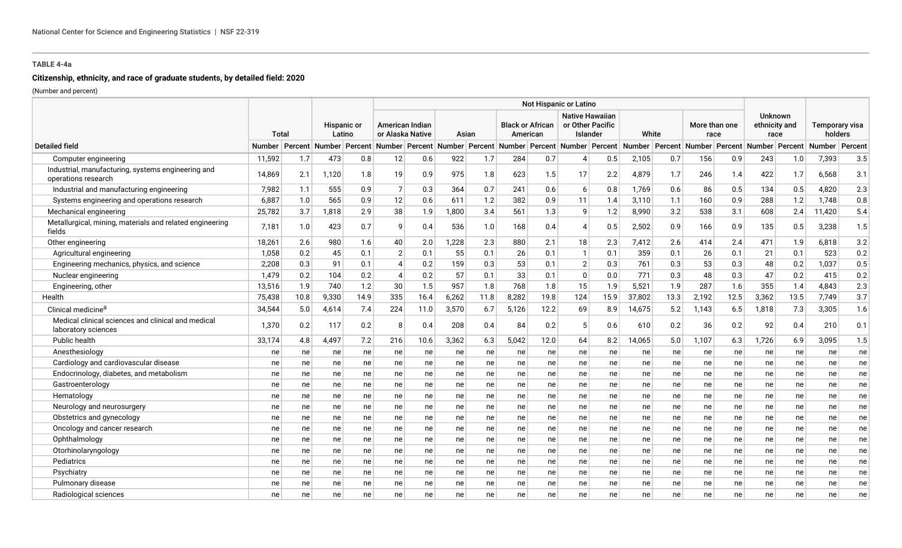### TABLE 4-4a

**Citizenship, ethnicity, and race of graduate students, by detailed field: 2020**

(Number and percent)

| Detailed field | Total | | Hispanic or Latino | | Not Hispanic or Latino | | | | | | | | | | | | Unknown ethnicity and race | | Temporary visa holders | |
|---|---|---|---|---|---|---|---|---|---|---|---|---|---|---|---|---|---|---|---|---|
| | | | | | American Indian or Alaska Native | | Asian | | Black or African American | | Native Hawaiian or Other Pacific Islander | | White | | More than one race | | | | | |
| | Number | Percent | Number | Percent | Number | Percent | Number | Percent | Number | Percent | Number | Percent | Number | Percent | Number | Percent | Number | Percent | Number | Percent |
| Computer engineering | 11,592 | 1.7 | 473 | 0.8 | 12 | 0.6 | 922 | 1.7 | 284 | 0.7 | 4 | 0.5 | 2,105 | 0.7 | 156 | 0.9 | 243 | 1.0 | 7,393 | 3.5 |
| Industrial, manufacturing, systems engineering and operations research | 14,869 | 2.1 | 1,120 | 1.8 | 19 | 0.9 | 975 | 1.8 | 623 | 1.5 | 17 | 2.2 | 4,879 | 1.7 | 246 | 1.4 | 422 | 1.7 | 6,568 | 3.1 |
| Industrial and manufacturing engineering | 7,982 | 1.1 | 555 | 0.9 | 7 | 0.3 | 364 | 0.7 | 241 | 0.6 | 6 | 0.8 | 1,769 | 0.6 | 86 | 0.5 | 134 | 0.5 | 4,820 | 2.3 |
| Systems engineering and operations research | 6,887 | 1.0 | 565 | 0.9 | 12 | 0.6 | 611 | 1.2 | 382 | 0.9 | 11 | 1.4 | 3,110 | 1.1 | 160 | 0.9 | 288 | 1.2 | 1,748 | 0.8 |
| Mechanical engineering | 25,782 | 3.7 | 1,818 | 2.9 | 38 | 1.9 | 1,800 | 3.4 | 561 | 1.3 | 9 | 1.2 | 8,990 | 3.2 | 538 | 3.1 | 608 | 2.4 | 11,420 | 5.4 |
| Metallurgical, mining, materials and related engineering fields | 7,181 | 1.0 | 423 | 0.7 | 9 | 0.4 | 536 | 1.0 | 168 | 0.4 | 4 | 0.5 | 2,502 | 0.9 | 166 | 0.9 | 135 | 0.5 | 3,238 | 1.5 |
| Other engineering | 18,261 | 2.6 | 980 | 1.6 | 40 | 2.0 | 1,228 | 2.3 | 880 | 2.1 | 18 | 2.3 | 7,412 | 2.6 | 414 | 2.4 | 471 | 1.9 | 6,818 | 3.2 |
| Agricultural engineering | 1,058 | 0.2 | 45 | 0.1 | 2 | 0.1 | 55 | 0.1 | 26 | 0.1 | 1 | 0.1 | 359 | 0.1 | 26 | 0.1 | 21 | 0.1 | 523 | 0.2 |
| Engineering mechanics, physics, and science | 2,208 | 0.3 | 91 | 0.1 | 4 | 0.2 | 159 | 0.3 | 53 | 0.1 | 2 | 0.3 | 761 | 0.3 | 53 | 0.3 | 48 | 0.2 | 1,037 | 0.5 |
| Nuclear engineering | 1,479 | 0.2 | 104 | 0.2 | 4 | 0.2 | 57 | 0.1 | 33 | 0.1 | 0 | 0.0 | 771 | 0.3 | 48 | 0.3 | 47 | 0.2 | 415 | 0.2 |
| Engineering, other | 13,516 | 1.9 | 740 | 1.2 | 30 | 1.5 | 957 | 1.8 | 768 | 1.8 | 15 | 1.9 | 5,521 | 1.9 | 287 | 1.6 | 355 | 1.4 | 4,843 | 2.3 |
| Health | 75,438 | 10.8 | 9,330 | 14.9 | 335 | 16.4 | 6,262 | 11.8 | 8,282 | 19.8 | 124 | 15.9 | 37,802 | 13.3 | 2,192 | 12.5 | 3,362 | 13.5 | 7,749 | 3.7 |
| Clinical medicine[a] | 34,544 | 5.0 | 4,614 | 7.4 | 224 | 11.0 | 3,570 | 6.7 | 5,126 | 12.2 | 69 | 8.9 | 14,675 | 5.2 | 1,143 | 6.5 | 1,818 | 7.3 | 3,305 | 1.6 |
| Medical clinical sciences and clinical and medical laboratory sciences | 1,370 | 0.2 | 117 | 0.2 | 8 | 0.4 | 208 | 0.4 | 84 | 0.2 | 5 | 0.6 | 610 | 0.2 | 36 | 0.2 | 92 | 0.4 | 210 | 0.1 |
| Public health | 33,174 | 4.8 | 4,497 | 7.2 | 216 | 10.6 | 3,362 | 6.3 | 5,042 | 12.0 | 64 | 8.2 | 14,065 | 5.0 | 1,107 | 6.3 | 1,726 | 6.9 | 3,095 | 1.5 |
| Anesthesiology | ne | ne | ne | ne | ne | ne | ne | ne | ne | ne | ne | ne | ne | ne | ne | ne | ne | ne | ne | ne |
| Cardiology and cardiovascular disease | ne | ne | ne | ne | ne | ne | ne | ne | ne | ne | ne | ne | ne | ne | ne | ne | ne | ne | ne | ne |
| Endocrinology, diabetes, and metabolism | ne | ne | ne | ne | ne | ne | ne | ne | ne | ne | ne | ne | ne | ne | ne | ne | ne | ne | ne | ne |
| Gastroenterology | ne | ne | ne | ne | ne | ne | ne | ne | ne | ne | ne | ne | ne | ne | ne | ne | ne | ne | ne | ne |
| Hematology | ne | ne | ne | ne | ne | ne | ne | ne | ne | ne | ne | ne | ne | ne | ne | ne | ne | ne | ne | ne |
| Neurology and neurosurgery | ne | ne | ne | ne | ne | ne | ne | ne | ne | ne | ne | ne | ne | ne | ne | ne | ne | ne | ne | ne |
| Obstetrics and gynecology | ne | ne | ne | ne | ne | ne | ne | ne | ne | ne | ne | ne | ne | ne | ne | ne | ne | ne | ne | ne |
| Oncology and cancer research | ne | ne | ne | ne | ne | ne | ne | ne | ne | ne | ne | ne | ne | ne | ne | ne | ne | ne | ne | ne |
| Ophthalmology | ne | ne | ne | ne | ne | ne | ne | ne | ne | ne | ne | ne | ne | ne | ne | ne | ne | ne | ne | ne |
| Otorhinolaryngology | ne | ne | ne | ne | ne | ne | ne | ne | ne | ne | ne | ne | ne | ne | ne | ne | ne | ne | ne | ne |
| Pediatrics | ne | ne | ne | ne | ne | ne | ne | ne | ne | ne | ne | ne | ne | ne | ne | ne | ne | ne | ne | ne |
| Psychiatry | ne | ne | ne | ne | ne | ne | ne | ne | ne | ne | ne | ne | ne | ne | ne | ne | ne | ne | ne | ne |
| Pulmonary disease | ne | ne | ne | ne | ne | ne | ne | ne | ne | ne | ne | ne | ne | ne | ne | ne | ne | ne | ne | ne |
| Radiological sciences | ne | ne | ne | ne | ne | ne | ne | ne | ne | ne | ne | ne | ne | ne | ne | ne | ne | ne | ne | ne |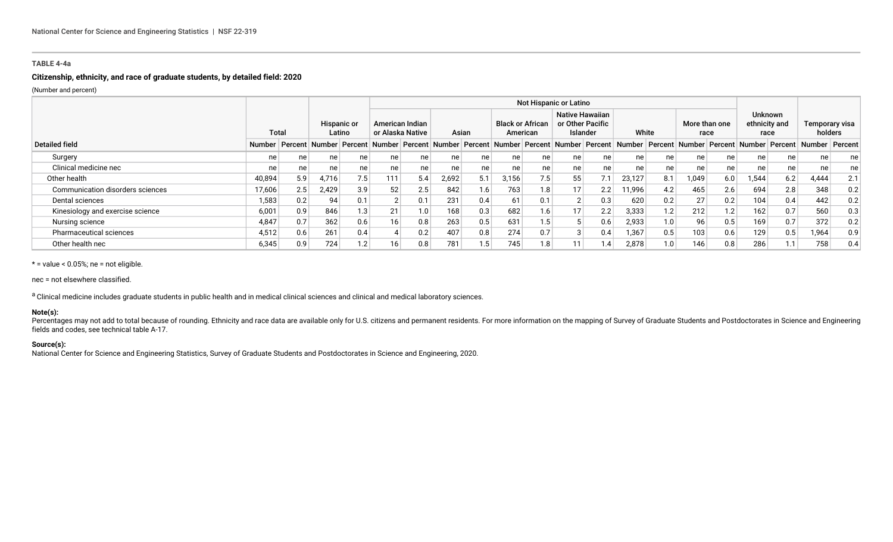**TABLE 4-4a**

**Citizenship, ethnicity, and race of graduate students, by detailed field: 2020**

(Number and percent)

| | | | | | Not Hispanic or Latino | | | | | | | | | | | | | | | |
|---|---|---|---|---|---|---|---|---|---|---|---|---|---|---|---|---|---|---|---|---|
| | Total | | Hispanic or Latino | | American Indian or Alaska Native | | Asian | | Black or African American | | Native Hawaiian or Other Pacific Islander | | White | | More than one race | | Unknown ethnicity and race | | Temporary visa holders | |
| Detailed field | Number | Percent | Number | Percent | Number | Percent | Number | Percent | Number | Percent | Number | Percent | Number | Percent | Number | Percent | Number | Percent | Number | Percent |
| Surgery | ne | ne | ne | ne | ne | ne | ne | ne | ne | ne | ne | ne | ne | ne | ne | ne | ne | ne | ne | ne |
| Clinical medicine nec | ne | ne | ne | ne | ne | ne | ne | ne | ne | ne | ne | ne | ne | ne | ne | ne | ne | ne | ne | ne |
| Other health | 40,894 | 5.9 | 4,716 | 7.5 | 111 | 5.4 | 2,692 | 5.1 | 3,156 | 7.5 | 55 | 7.1 | 23,127 | 8.1 | 1,049 | 6.0 | 1,544 | 6.2 | 4,444 | 2.1 |
| Communication disorders sciences | 17,606 | 2.5 | 2,429 | 3.9 | 52 | 2.5 | 842 | 1.6 | 763 | 1.8 | 17 | 2.2 | 11,996 | 4.2 | 465 | 2.6 | 694 | 2.8 | 348 | 0.2 |
| Dental sciences | 1,583 | 0.2 | 94 | 0.1 | 2 | 0.1 | 231 | 0.4 | 61 | 0.1 | 2 | 0.3 | 620 | 0.2 | 27 | 0.2 | 104 | 0.4 | 442 | 0.2 |
| Kinesiology and exercise science | 6,001 | 0.9 | 846 | 1.3 | 21 | 1.0 | 168 | 0.3 | 682 | 1.6 | 17 | 2.2 | 3,333 | 1.2 | 212 | 1.2 | 162 | 0.7 | 560 | 0.3 |
| Nursing science | 4,847 | 0.7 | 362 | 0.6 | 16 | 0.8 | 263 | 0.5 | 631 | 1.5 | 5 | 0.6 | 2,933 | 1.0 | 96 | 0.5 | 169 | 0.7 | 372 | 0.2 |
| Pharmaceutical sciences | 4,512 | 0.6 | 261 | 0.4 | 4 | 0.2 | 407 | 0.8 | 274 | 0.7 | 3 | 0.4 | 1,367 | 0.5 | 103 | 0.6 | 129 | 0.5 | 1,964 | 0.9 |
| Other health nec | 6,345 | 0.9 | 724 | 1.2 | 16 | 0.8 | 781 | 1.5 | 745 | 1.8 | 11 | 1.4 | 2,878 | 1.0 | 146 | 0.8 | 286 | 1.1 | 758 | 0.4 |

* = value < 0.05%; ne = not eligible.

nec = not elsewhere classified.

[a] Clinical medicine includes graduate students in public health and in medical clinical sciences and clinical and medical laboratory sciences.

**Note(s):**
Percentages may not add to total because of rounding. Ethnicity and race data are available only for U.S. citizens and permanent residents. For more information on the mapping of Survey of Graduate Students and Postdoctorates in Science and Engineering fields and codes, see technical table A-17.

**Source(s):**
National Center for Science and Engineering Statistics, Survey of Graduate Students and Postdoctorates in Science and Engineering, 2020.